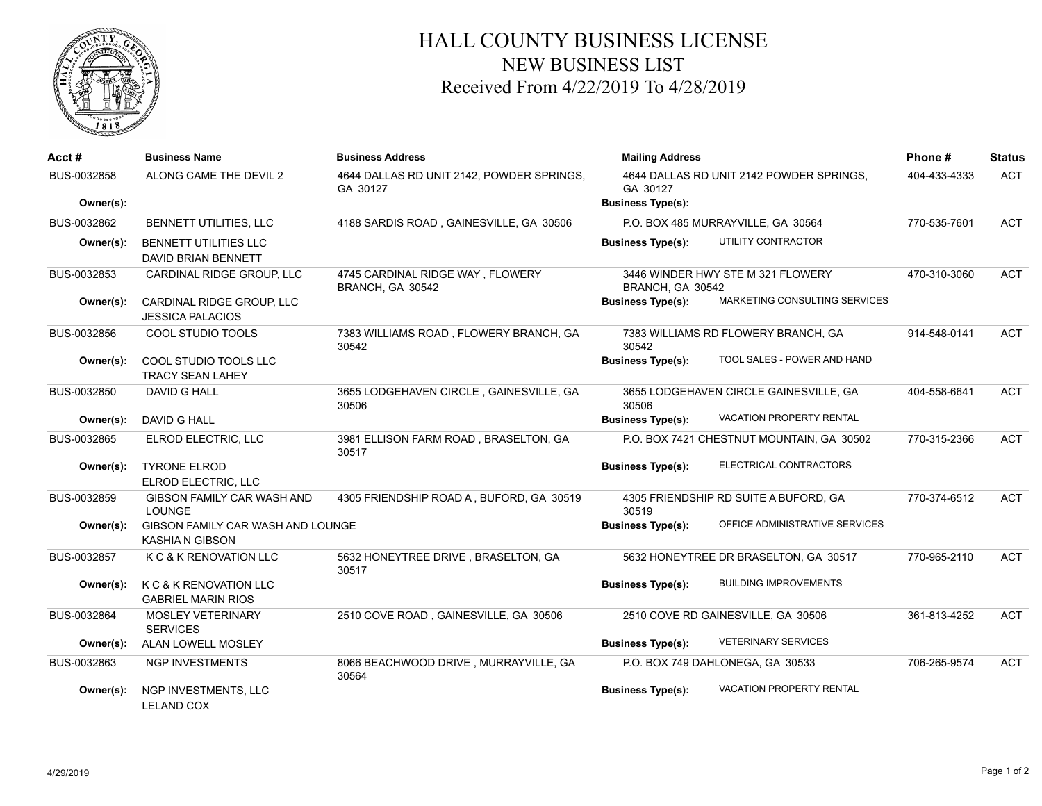# HALL COUNTY BUSINESS LICENSE
## NEW BUSINESS LIST
### Received From 4/22/2019 To 4/28/2019

| Acct # | Business Name | Business Address | Mailing Address | | Phone # | Status |
|---|---|---|---|---|---|---|
| BUS-0032858 | ALONG CAME THE DEVIL 2 | 4644 DALLAS RD UNIT 2142, POWDER SPRINGS, GA 30127 | 4644 DALLAS RD UNIT 2142 POWDER SPRINGS, GA 30127 | | 404-433-4333 | ACT |
| **Owner(s):** | | | **Business Type(s):** | | | |
| BUS-0032862 | BENNETT UTILITIES, LLC | 4188 SARDIS ROAD , GAINESVILLE, GA 30506 | P.O. BOX 485 MURRAYVILLE, GA 30564 | | 770-535-7601 | ACT |
| **Owner(s):** | BENNETT UTILITIES LLC<br>DAVID BRIAN BENNETT | | **Business Type(s):** | UTILITY CONTRACTOR | | |
| BUS-0032853 | CARDINAL RIDGE GROUP, LLC | 4745 CARDINAL RIDGE WAY , FLOWERY BRANCH, GA 30542 | 3446 WINDER HWY STE M 321 FLOWERY BRANCH, GA 30542 | | 470-310-3060 | ACT |
| **Owner(s):** | CARDINAL RIDGE GROUP, LLC<br>JESSICA PALACIOS | | **Business Type(s):** | MARKETING CONSULTING SERVICES | | |
| BUS-0032856 | COOL STUDIO TOOLS | 7383 WILLIAMS ROAD , FLOWERY BRANCH, GA 30542 | 7383 WILLIAMS RD FLOWERY BRANCH, GA 30542 | | 914-548-0141 | ACT |
| **Owner(s):** | COOL STUDIO TOOLS LLC<br>TRACY SEAN LAHEY | | **Business Type(s):** | TOOL SALES - POWER AND HAND | | |
| BUS-0032850 | DAVID G HALL | 3655 LODGEHAVEN CIRCLE , GAINESVILLE, GA 30506 | 3655 LODGEHAVEN CIRCLE GAINESVILLE, GA 30506 | | 404-558-6641 | ACT |
| **Owner(s):** | DAVID G HALL | | **Business Type(s):** | VACATION PROPERTY RENTAL | | |
| BUS-0032865 | ELROD ELECTRIC, LLC | 3981 ELLISON FARM ROAD , BRASELTON, GA 30517 | P.O. BOX 7421 CHESTNUT MOUNTAIN, GA 30502 | | 770-315-2366 | ACT |
| **Owner(s):** | TYRONE ELROD<br>ELROD ELECTRIC, LLC | | **Business Type(s):** | ELECTRICAL CONTRACTORS | | |
| BUS-0032859 | GIBSON FAMILY CAR WASH AND LOUNGE | 4305 FRIENDSHIP ROAD A , BUFORD, GA 30519 | 4305 FRIENDSHIP RD SUITE A BUFORD, GA 30519 | | 770-374-6512 | ACT |
| **Owner(s):** | GIBSON FAMILY CAR WASH AND LOUNGE<br>KASHIA N GIBSON | | **Business Type(s):** | OFFICE ADMINISTRATIVE SERVICES | | |
| BUS-0032857 | K C & K RENOVATION LLC | 5632 HONEYTREE DRIVE , BRASELTON, GA 30517 | 5632 HONEYTREE DR BRASELTON, GA 30517 | | 770-965-2110 | ACT |
| **Owner(s):** | K C & K RENOVATION LLC<br>GABRIEL MARIN RIOS | | **Business Type(s):** | BUILDING IMPROVEMENTS | | |
| BUS-0032864 | MOSLEY VETERINARY SERVICES | 2510 COVE ROAD , GAINESVILLE, GA 30506 | 2510 COVE RD GAINESVILLE, GA 30506 | | 361-813-4252 | ACT |
| **Owner(s):** | ALAN LOWELL MOSLEY | | **Business Type(s):** | VETERINARY SERVICES | | |
| BUS-0032863 | NGP INVESTMENTS | 8066 BEACHWOOD DRIVE , MURRAYVILLE, GA 30564 | P.O. BOX 749 DAHLONEGA, GA 30533 | | 706-265-9574 | ACT |
| **Owner(s):** | NGP INVESTMENTS, LLC<br>LELAND COX | | **Business Type(s):** | VACATION PROPERTY RENTAL | | |

4/29/2019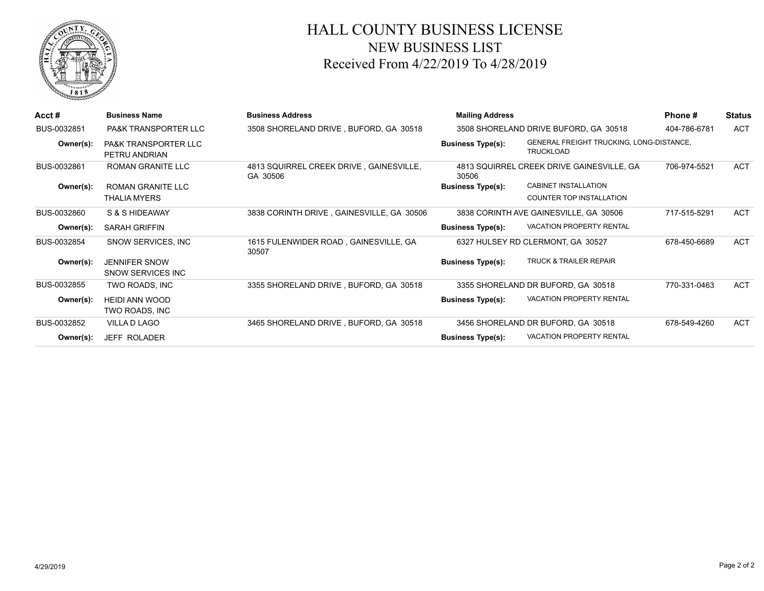# HALL COUNTY BUSINESS LICENSE
## NEW BUSINESS LIST
## Received From 4/22/2019 To 4/28/2019

| Acct # | Business Name | Business Address | Mailing Address | | Phone # | Status |
|---|---|---|---|---|---|---|
| BUS-0032851 | PA&K TRANSPORTER LLC | 3508 SHORELAND DRIVE , BUFORD, GA 30518 | 3508 SHORELAND DRIVE BUFORD, GA 30518 | | 404-786-6781 | ACT |
| Owner(s): | PA&K TRANSPORTER LLC<br>PETRU ANDRIAN | | Business Type(s): | GENERAL FREIGHT TRUCKING, LONG-DISTANCE, TRUCKLOAD | | |
| BUS-0032861 | ROMAN GRANITE LLC | 4813 SQUIRREL CREEK DRIVE , GAINESVILLE, GA 30506 | 4813 SQUIRREL CREEK DRIVE GAINESVILLE, GA 30506 | | 706-974-5521 | ACT |
| Owner(s): | ROMAN GRANITE LLC<br>THALIA MYERS | | Business Type(s): | CABINET INSTALLATION<br>COUNTER TOP INSTALLATION | | |
| BUS-0032860 | S & S HIDEAWAY | 3838 CORINTH DRIVE , GAINESVILLE, GA 30506 | 3838 CORINTH AVE GAINESVILLE, GA 30506 | | 717-515-5291 | ACT |
| Owner(s): | SARAH GRIFFIN | | Business Type(s): | VACATION PROPERTY RENTAL | | |
| BUS-0032854 | SNOW SERVICES, INC | 1615 FULENWIDER ROAD , GAINESVILLE, GA 30507 | 6327 HULSEY RD CLERMONT, GA 30527 | | 678-450-6689 | ACT |
| Owner(s): | JENNIFER SNOW<br>SNOW SERVICES INC | | Business Type(s): | TRUCK & TRAILER REPAIR | | |
| BUS-0032855 | TWO ROADS, INC | 3355 SHORELAND DRIVE , BUFORD, GA 30518 | 3355 SHORELAND DR BUFORD, GA 30518 | | 770-331-0463 | ACT |
| Owner(s): | HEIDI ANN WOOD<br>TWO ROADS, INC | | Business Type(s): | VACATION PROPERTY RENTAL | | |
| BUS-0032852 | VILLA D LAGO | 3465 SHORELAND DRIVE , BUFORD, GA 30518 | 3456 SHORELAND DR BUFORD, GA 30518 | | 678-549-4260 | ACT |
| Owner(s): | JEFF ROLADER | | Business Type(s): | VACATION PROPERTY RENTAL | | |

4/29/2019